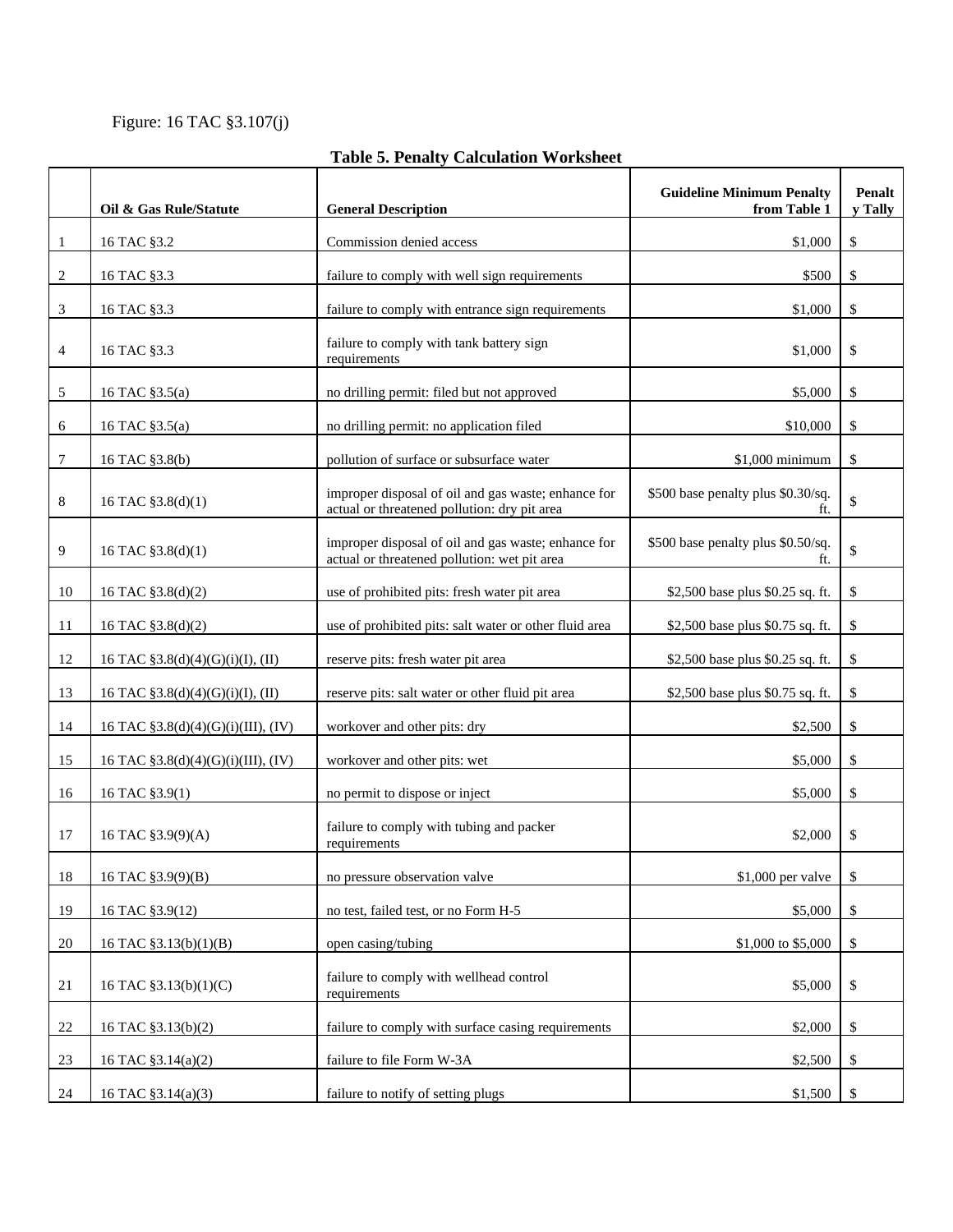Figure: 16 TAC §3.107(j)

**Table 5. Penalty Calculation Worksheet**

| | Oil & Gas Rule/Statute | General Description | Guideline Minimum Penalty from Table 1 | Penalty Tally |
|---|---|---|---|---|
| 1 | 16 TAC §3.2 | Commission denied access | $1,000 | $ |
| 2 | 16 TAC §3.3 | failure to comply with well sign requirements | $500 | $ |
| 3 | 16 TAC §3.3 | failure to comply with entrance sign requirements | $1,000 | $ |
| 4 | 16 TAC §3.3 | failure to comply with tank battery sign requirements | $1,000 | $ |
| 5 | 16 TAC §3.5(a) | no drilling permit: filed but not approved | $5,000 | $ |
| 6 | 16 TAC §3.5(a) | no drilling permit: no application filed | $10,000 | $ |
| 7 | 16 TAC §3.8(b) | pollution of surface or subsurface water | $1,000 minimum | $ |
| 8 | 16 TAC §3.8(d)(1) | improper disposal of oil and gas waste; enhance for actual or threatened pollution: dry pit area | $500 base penalty plus $0.30/sq. ft. | $ |
| 9 | 16 TAC §3.8(d)(1) | improper disposal of oil and gas waste; enhance for actual or threatened pollution: wet pit area | $500 base penalty plus $0.50/sq. ft. | $ |
| 10 | 16 TAC §3.8(d)(2) | use of prohibited pits: fresh water pit area | $2,500 base plus $0.25 sq. ft. | $ |
| 11 | 16 TAC §3.8(d)(2) | use of prohibited pits: salt water or other fluid area | $2,500 base plus $0.75 sq. ft. | $ |
| 12 | 16 TAC §3.8(d)(4)(G)(i)(I), (II) | reserve pits: fresh water pit area | $2,500 base plus $0.25 sq. ft. | $ |
| 13 | 16 TAC §3.8(d)(4)(G)(i)(I), (II) | reserve pits: salt water or other fluid pit area | $2,500 base plus $0.75 sq. ft. | $ |
| 14 | 16 TAC §3.8(d)(4)(G)(i)(III), (IV) | workover and other pits: dry | $2,500 | $ |
| 15 | 16 TAC §3.8(d)(4)(G)(i)(III), (IV) | workover and other pits: wet | $5,000 | $ |
| 16 | 16 TAC §3.9(1) | no permit to dispose or inject | $5,000 | $ |
| 17 | 16 TAC §3.9(9)(A) | failure to comply with tubing and packer requirements | $2,000 | $ |
| 18 | 16 TAC §3.9(9)(B) | no pressure observation valve | $1,000 per valve | $ |
| 19 | 16 TAC §3.9(12) | no test, failed test, or no Form H-5 | $5,000 | $ |
| 20 | 16 TAC §3.13(b)(1)(B) | open casing/tubing | $1,000 to $5,000 | $ |
| 21 | 16 TAC §3.13(b)(1)(C) | failure to comply with wellhead control requirements | $5,000 | $ |
| 22 | 16 TAC §3.13(b)(2) | failure to comply with surface casing requirements | $2,000 | $ |
| 23 | 16 TAC §3.14(a)(2) | failure to file Form W-3A | $2,500 | $ |
| 24 | 16 TAC §3.14(a)(3) | failure to notify of setting plugs | $1,500 | $ |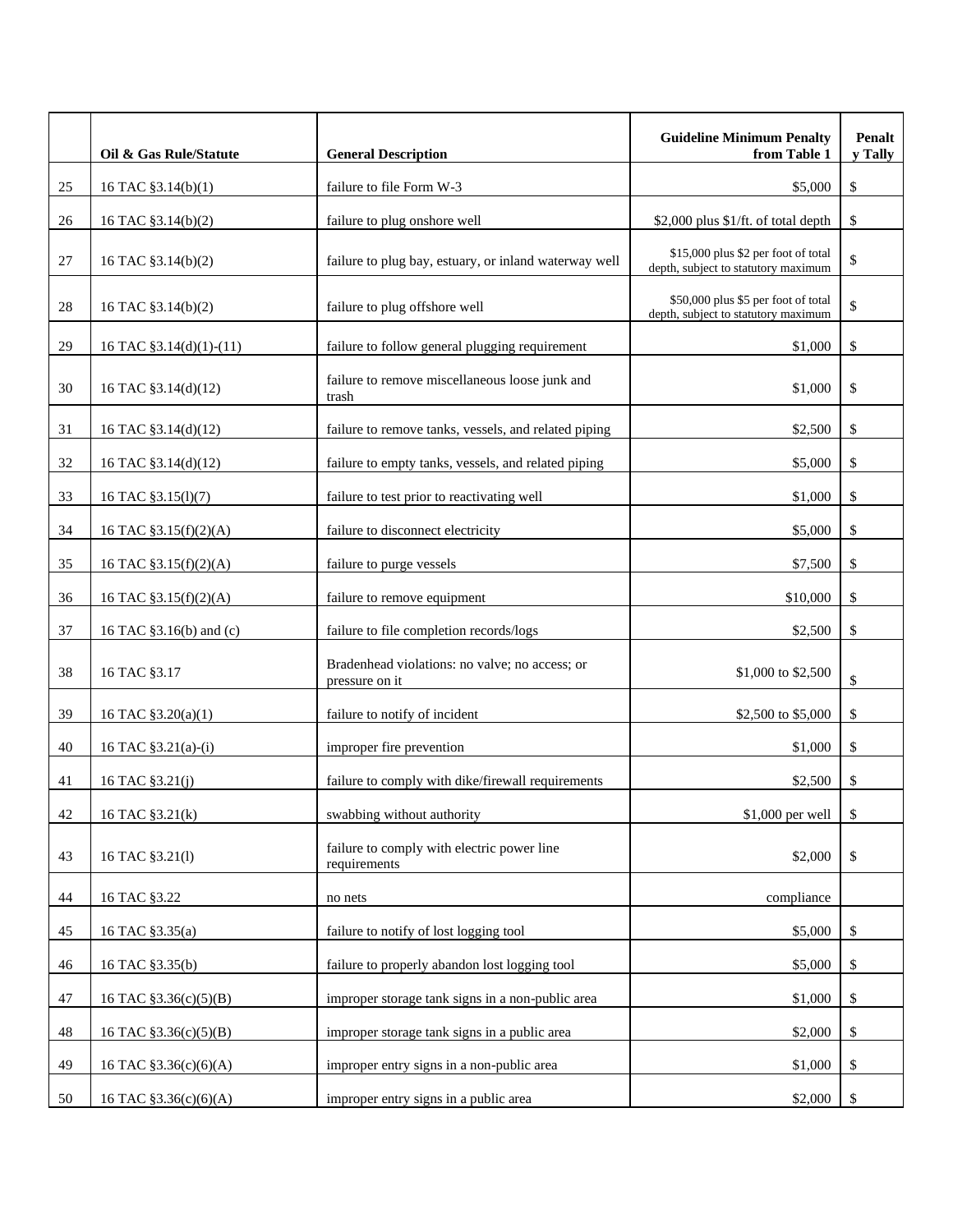| | Oil & Gas Rule/Statute | General Description | Guideline Minimum Penalty from Table 1 | Penalty Tally |
|---|---|---|---|---|
| 25 | 16 TAC §3.14(b)(1) | failure to file Form W-3 | $5,000 | $ |
| 26 | 16 TAC §3.14(b)(2) | failure to plug onshore well | $2,000 plus $1/ft. of total depth | $ |
| 27 | 16 TAC §3.14(b)(2) | failure to plug bay, estuary, or inland waterway well | $15,000 plus $2 per foot of total depth, subject to statutory maximum | $ |
| 28 | 16 TAC §3.14(b)(2) | failure to plug offshore well | $50,000 plus $5 per foot of total depth, subject to statutory maximum | $ |
| 29 | 16 TAC §3.14(d)(1)-(11) | failure to follow general plugging requirement | $1,000 | $ |
| 30 | 16 TAC §3.14(d)(12) | failure to remove miscellaneous loose junk and trash | $1,000 | $ |
| 31 | 16 TAC §3.14(d)(12) | failure to remove tanks, vessels, and related piping | $2,500 | $ |
| 32 | 16 TAC §3.14(d)(12) | failure to empty tanks, vessels, and related piping | $5,000 | $ |
| 33 | 16 TAC §3.15(l)(7) | failure to test prior to reactivating well | $1,000 | $ |
| 34 | 16 TAC §3.15(f)(2)(A) | failure to disconnect electricity | $5,000 | $ |
| 35 | 16 TAC §3.15(f)(2)(A) | failure to purge vessels | $7,500 | $ |
| 36 | 16 TAC §3.15(f)(2)(A) | failure to remove equipment | $10,000 | $ |
| 37 | 16 TAC §3.16(b) and (c) | failure to file completion records/logs | $2,500 | $ |
| 38 | 16 TAC §3.17 | Bradenhead violations: no valve; no access; or pressure on it | $1,000 to $2,500 | $ |
| 39 | 16 TAC §3.20(a)(1) | failure to notify of incident | $2,500 to $5,000 | $ |
| 40 | 16 TAC §3.21(a)-(i) | improper fire prevention | $1,000 | $ |
| 41 | 16 TAC §3.21(j) | failure to comply with dike/firewall requirements | $2,500 | $ |
| 42 | 16 TAC §3.21(k) | swabbing without authority | $1,000 per well | $ |
| 43 | 16 TAC §3.21(l) | failure to comply with electric power line requirements | $2,000 | $ |
| 44 | 16 TAC §3.22 | no nets | compliance | |
| 45 | 16 TAC §3.35(a) | failure to notify of lost logging tool | $5,000 | $ |
| 46 | 16 TAC §3.35(b) | failure to properly abandon lost logging tool | $5,000 | $ |
| 47 | 16 TAC §3.36(c)(5)(B) | improper storage tank signs in a non-public area | $1,000 | $ |
| 48 | 16 TAC §3.36(c)(5)(B) | improper storage tank signs in a public area | $2,000 | $ |
| 49 | 16 TAC §3.36(c)(6)(A) | improper entry signs in a non-public area | $1,000 | $ |
| 50 | 16 TAC §3.36(c)(6)(A) | improper entry signs in a public area | $2,000 | $ |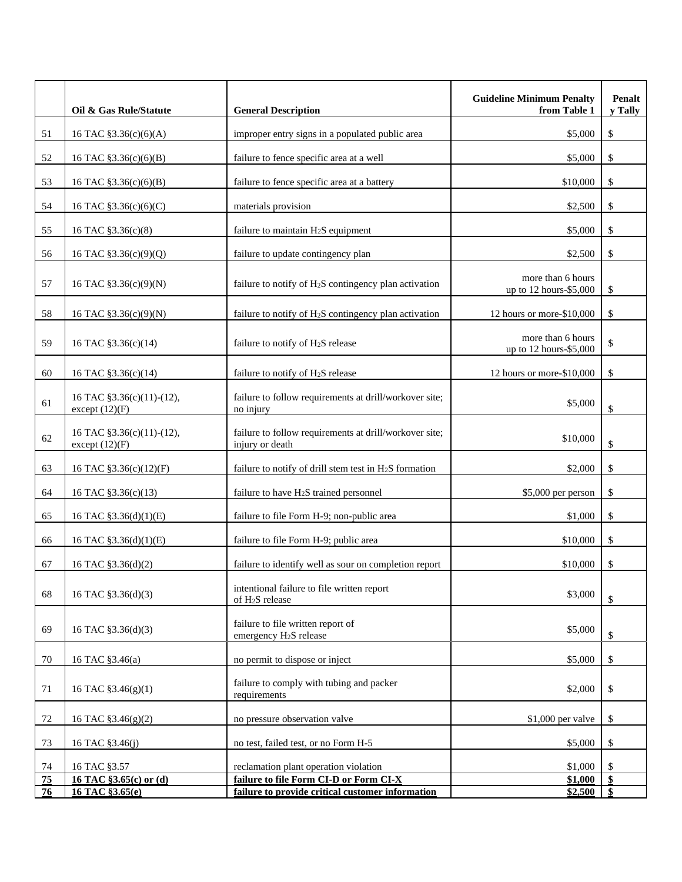| | Oil & Gas Rule/Statute | General Description | Guideline Minimum Penalty from Table 1 | Penalty Tally |
|---|---|---|---|---|
| 51 | 16 TAC §3.36(c)(6)(A) | improper entry signs in a populated public area | $5,000 | $ |
| 52 | 16 TAC §3.36(c)(6)(B) | failure to fence specific area at a well | $5,000 | $ |
| 53 | 16 TAC §3.36(c)(6)(B) | failure to fence specific area at a battery | $10,000 | $ |
| 54 | 16 TAC §3.36(c)(6)(C) | materials provision | $2,500 | $ |
| 55 | 16 TAC §3.36(c)(8) | failure to maintain $H_2S$ equipment | $5,000 | $ |
| 56 | 16 TAC §3.36(c)(9)(Q) | failure to update contingency plan | $2,500 | $ |
| 57 | 16 TAC §3.36(c)(9)(N) | failure to notify of $H_2S$ contingency plan activation | more than 6 hours up to 12 hours-$5,000 | $ |
| 58 | 16 TAC §3.36(c)(9)(N) | failure to notify of $H_2S$ contingency plan activation | 12 hours or more-$10,000 | $ |
| 59 | 16 TAC §3.36(c)(14) | failure to notify of $H_2S$ release | more than 6 hours up to 12 hours-$5,000 | $ |
| 60 | 16 TAC §3.36(c)(14) | failure to notify of $H_2S$ release | 12 hours or more-$10,000 | $ |
| 61 | 16 TAC §3.36(c)(11)-(12), except (12)(F) | failure to follow requirements at drill/workover site; no injury | $5,000 | $ |
| 62 | 16 TAC §3.36(c)(11)-(12), except (12)(F) | failure to follow requirements at drill/workover site; injury or death | $10,000 | $ |
| 63 | 16 TAC §3.36(c)(12)(F) | failure to notify of drill stem test in $H_2S$ formation | $2,000 | $ |
| 64 | 16 TAC §3.36(c)(13) | failure to have $H_2S$ trained personnel | $5,000 per person | $ |
| 65 | 16 TAC §3.36(d)(1)(E) | failure to file Form H-9; non-public area | $1,000 | $ |
| 66 | 16 TAC §3.36(d)(1)(E) | failure to file Form H-9; public area | $10,000 | $ |
| 67 | 16 TAC §3.36(d)(2) | failure to identify well as sour on completion report | $10,000 | $ |
| 68 | 16 TAC §3.36(d)(3) | intentional failure to file written report of $H_2S$ release | $3,000 | $ |
| 69 | 16 TAC §3.36(d)(3) | failure to file written report of emergency $H_2S$ release | $5,000 | $ |
| 70 | 16 TAC §3.46(a) | no permit to dispose or inject | $5,000 | $ |
| 71 | 16 TAC §3.46(g)(1) | failure to comply with tubing and packer requirements | $2,000 | $ |
| 72 | 16 TAC §3.46(g)(2) | no pressure observation valve | $1,000 per valve | $ |
| 73 | 16 TAC §3.46(j) | no test, failed test, or no Form H-5 | $5,000 | $ |
| 74 | 16 TAC §3.57 | reclamation plant operation violation | $1,000 | $ |
| **75** | **16 TAC §3.65(c) or (d)** | **failure to file Form CI-D or Form CI-X** | **$1,000** | **$** |
| **76** | **16 TAC §3.65(e)** | **failure to provide critical customer information** | **$2,500** | **$** |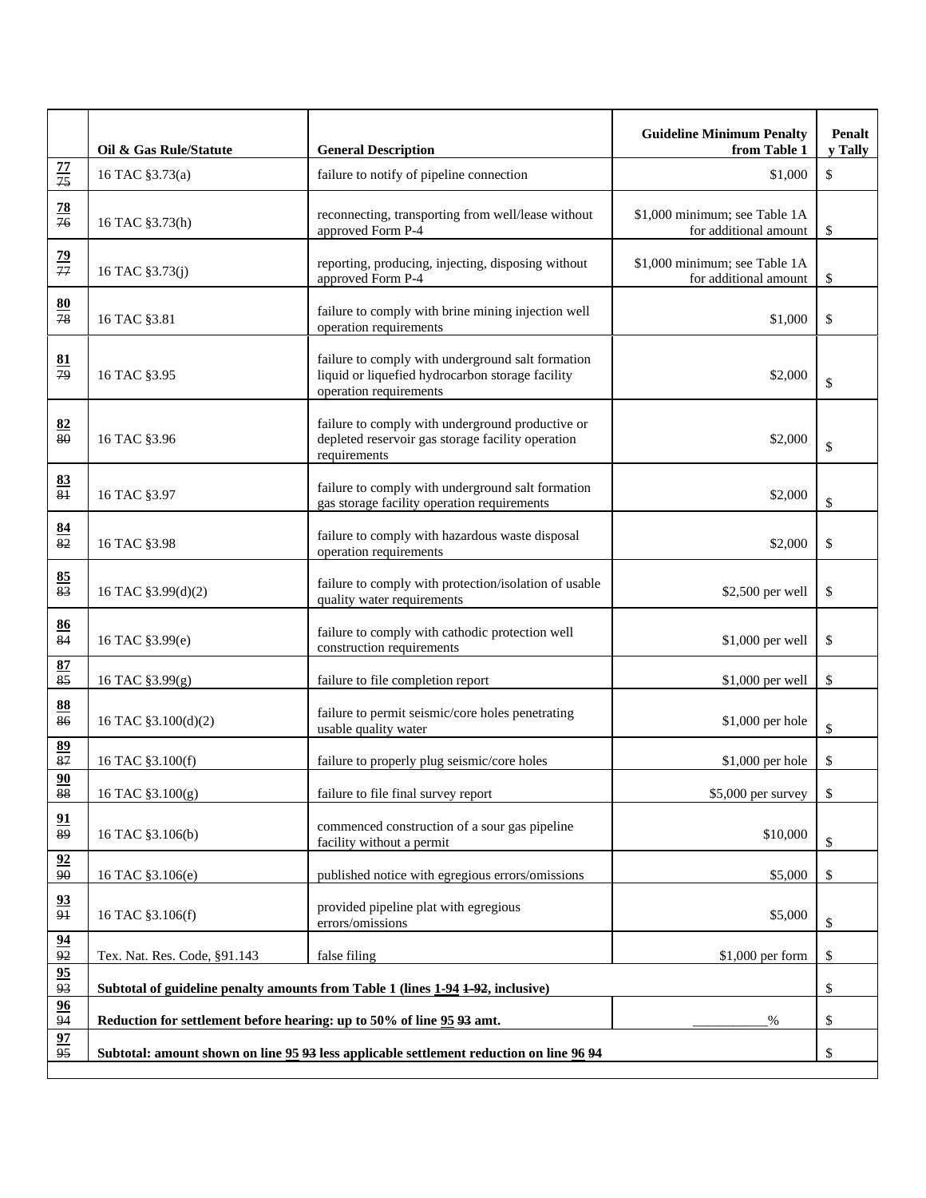| | Oil & Gas Rule/Statute | General Description | Guideline Minimum Penalty from Table 1 | Penalty Tally |
|---|---|---|---|---|
| 77 ~~75~~ | 16 TAC §3.73(a) | failure to notify of pipeline connection | $1,000 | $ |
| 78 ~~76~~ | 16 TAC §3.73(h) | reconnecting, transporting from well/lease without approved Form P-4 | $1,000 minimum; see Table 1A for additional amount | $ |
| 79 ~~77~~ | 16 TAC §3.73(j) | reporting, producing, injecting, disposing without approved Form P-4 | $1,000 minimum; see Table 1A for additional amount | $ |
| 80 ~~78~~ | 16 TAC §3.81 | failure to comply with brine mining injection well operation requirements | $1,000 | $ |
| 81 ~~79~~ | 16 TAC §3.95 | failure to comply with underground salt formation liquid or liquefied hydrocarbon storage facility operation requirements | $2,000 | $ |
| 82 ~~80~~ | 16 TAC §3.96 | failure to comply with underground productive or depleted reservoir gas storage facility operation requirements | $2,000 | $ |
| 83 ~~81~~ | 16 TAC §3.97 | failure to comply with underground salt formation gas storage facility operation requirements | $2,000 | $ |
| 84 ~~82~~ | 16 TAC §3.98 | failure to comply with hazardous waste disposal operation requirements | $2,000 | $ |
| 85 ~~83~~ | 16 TAC §3.99(d)(2) | failure to comply with protection/isolation of usable quality water requirements | $2,500 per well | $ |
| 86 ~~84~~ | 16 TAC §3.99(e) | failure to comply with cathodic protection well construction requirements | $1,000 per well | $ |
| 87 ~~85~~ | 16 TAC §3.99(g) | failure to file completion report | $1,000 per well | $ |
| 88 ~~86~~ | 16 TAC §3.100(d)(2) | failure to permit seismic/core holes penetrating usable quality water | $1,000 per hole | $ |
| 89 ~~87~~ | 16 TAC §3.100(f) | failure to properly plug seismic/core holes | $1,000 per hole | $ |
| 90 ~~88~~ | 16 TAC §3.100(g) | failure to file final survey report | $5,000 per survey | $ |
| 91 ~~89~~ | 16 TAC §3.106(b) | commenced construction of a sour gas pipeline facility without a permit | $10,000 | $ |
| 92 ~~90~~ | 16 TAC §3.106(e) | published notice with egregious errors/omissions | $5,000 | $ |
| 93 ~~91~~ | 16 TAC §3.106(f) | provided pipeline plat with egregious errors/omissions | $5,000 | $ |
| 94 ~~92~~ | Tex. Nat. Res. Code, §91.143 | false filing | $1,000 per form | $ |
| 95 ~~93~~ | **Subtotal of guideline penalty amounts from Table 1 (lines 1-94 ~~1-92~~, inclusive)** | | | $ |
| 96 ~~94~~ | **Reduction for settlement before hearing: up to 50% of line 95 ~~93~~ amt.** | | __________% | $ |
| 97 ~~95~~ | **Subtotal: amount shown on line 95 ~~93~~ less applicable settlement reduction on line 96 ~~94~~** | | | $ |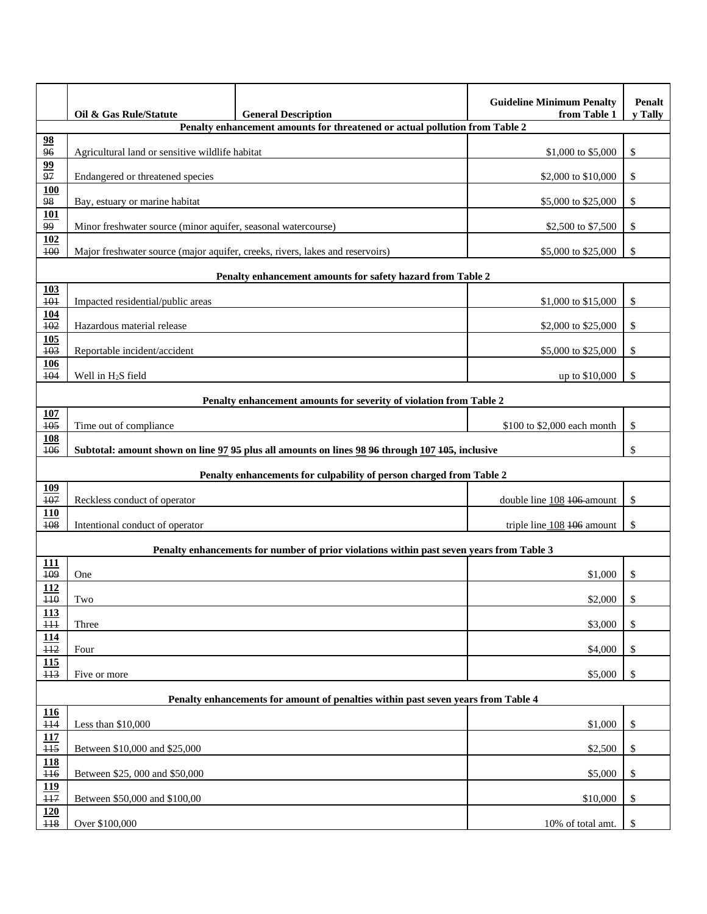|  | Oil & Gas Rule/Statute | General Description | Guideline Minimum Penalty from Table 1 | Penalty Tally |
|---|---|---|---|---|
| **Penalty enhancement amounts for threatened or actual pollution from Table 2** | | | | |
| <u>**98**</u> ~~96~~ | Agricultural land or sensitive wildlife habitat | | \$1,000 to \$5,000 | \$ |
| <u>**99**</u> ~~97~~ | Endangered or threatened species | | \$2,000 to \$10,000 | \$ |
| <u>**100**</u> ~~98~~ | Bay, estuary or marine habitat | | \$5,000 to \$25,000 | \$ |
| <u>**101**</u> ~~99~~ | Minor freshwater source (minor aquifer, seasonal watercourse) | | \$2,500 to \$7,500 | \$ |
| <u>**102**</u> ~~100~~ | Major freshwater source (major aquifer, creeks, rivers, lakes and reservoirs) | | \$5,000 to \$25,000 | \$ |
| **Penalty enhancement amounts for safety hazard from Table 2** | | | | |
| <u>**103**</u> ~~101~~ | Impacted residential/public areas | | \$1,000 to \$15,000 | \$ |
| <u>**104**</u> ~~102~~ | Hazardous material release | | \$2,000 to \$25,000 | \$ |
| <u>**105**</u> ~~103~~ | Reportable incident/accident | | \$5,000 to \$25,000 | \$ |
| <u>**106**</u> ~~104~~ | Well in $H_2S$ field | | up to \$10,000 | \$ |
| **Penalty enhancement amounts for severity of violation from Table 2** | | | | |
| <u>**107**</u> ~~105~~ | Time out of compliance | | \$100 to \$2,000 each month | \$ |
| <u>**108**</u> ~~106~~ | **Subtotal: amount shown on line <u>97</u> ~~95~~ plus all amounts on lines <u>98</u> ~~96~~ through <u>107</u> ~~105~~, inclusive** | | | \$ |
| **Penalty enhancements for culpability of person charged from Table 2** | | | | |
| <u>**109**</u> ~~107~~ | Reckless conduct of operator | | double line <u>108</u> ~~106~~ amount | \$ |
| <u>**110**</u> ~~108~~ | Intentional conduct of operator | | triple line <u>108</u> ~~106~~ amount | \$ |
| **Penalty enhancements for number of prior violations within past seven years from Table 3** | | | | |
| <u>**111**</u> ~~109~~ | One | | \$1,000 | \$ |
| <u>**112**</u> ~~110~~ | Two | | \$2,000 | \$ |
| <u>**113**</u> ~~111~~ | Three | | \$3,000 | \$ |
| <u>**114**</u> ~~112~~ | Four | | \$4,000 | \$ |
| <u>**115**</u> ~~113~~ | Five or more | | \$5,000 | \$ |
| **Penalty enhancements for amount of penalties within past seven years from Table 4** | | | | |
| <u>**116**</u> ~~114~~ | Less than \$10,000 | | \$1,000 | \$ |
| <u>**117**</u> ~~115~~ | Between \$10,000 and \$25,000 | | \$2,500 | \$ |
| <u>**118**</u> ~~116~~ | Between \$25, 000 and \$50,000 | | \$5,000 | \$ |
| <u>**119**</u> ~~117~~ | Between \$50,000 and \$100,00 | | \$10,000 | \$ |
| <u>**120**</u> ~~118~~ | Over \$100,000 | | 10% of total amt. | \$ |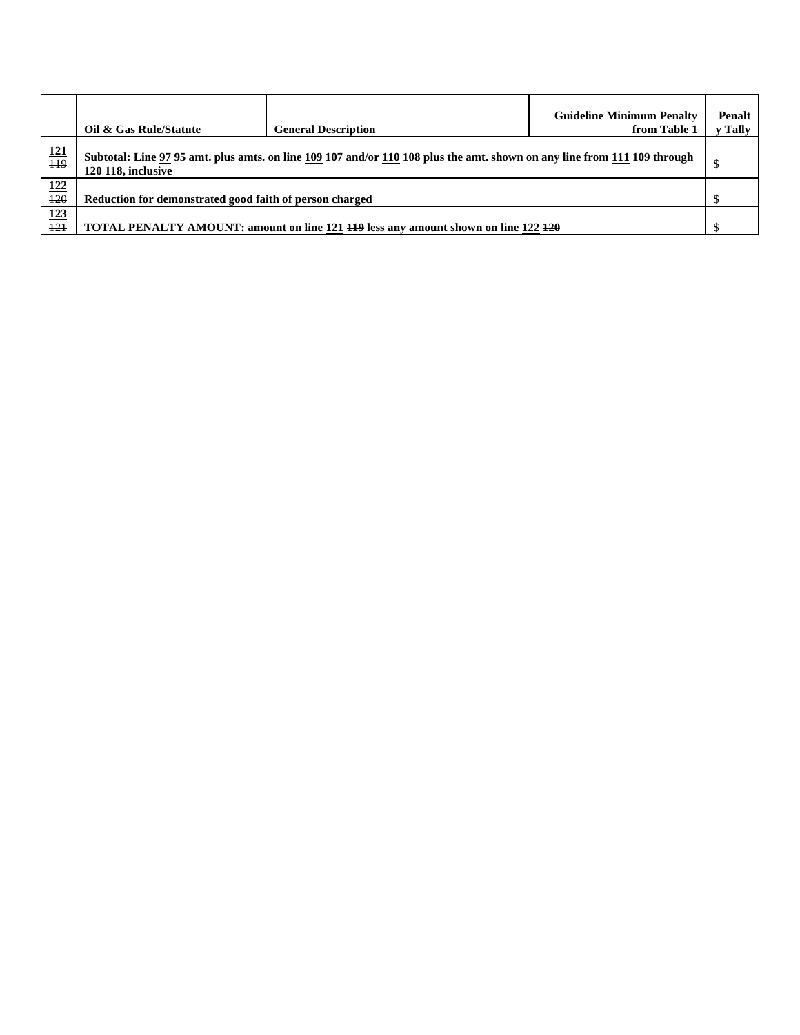| | Oil & Gas Rule/Statute | General Description | Guideline Minimum Penalty from Table 1 | Penalty Tally |
|---|---|---|---|---|
| 121 ~~119~~ | Subtotal: Line 97 ~~95~~ amt. plus amts. on line 109 ~~107~~ and/or 110 ~~108~~ plus the amt. shown on any line from 111 ~~109~~ through 120 ~~118~~, inclusive | | | $ |
| 122 ~~120~~ | Reduction for demonstrated good faith of person charged | | | $ |
| 123 ~~121~~ | TOTAL PENALTY AMOUNT: amount on line 121 ~~119~~ less any amount shown on line 122 ~~120~~ | | | $ |